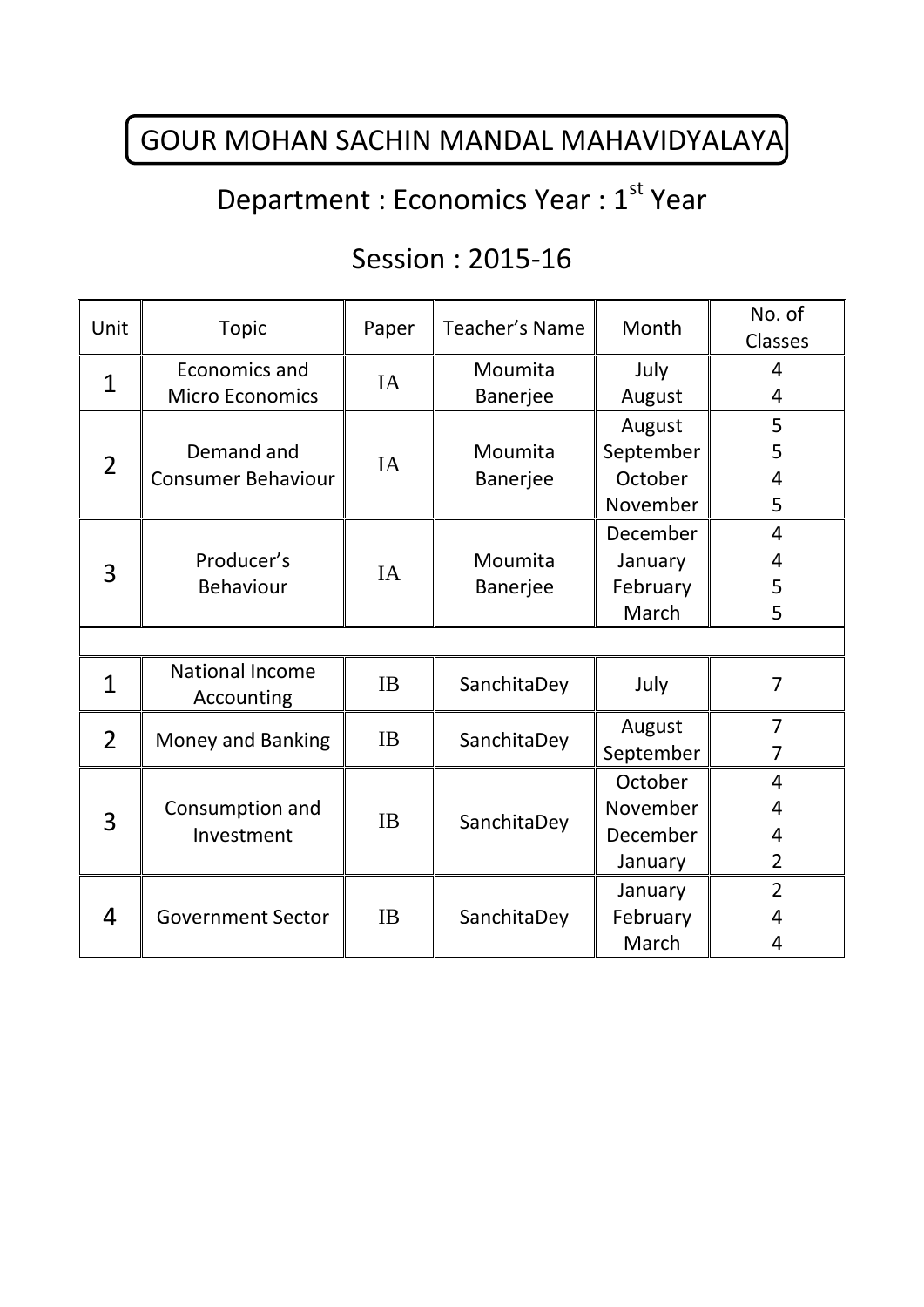# GOUR MOHAN SACHIN MANDAL MAHAVIDYALAYA

## Department : Economics Year : 1st Year

## Session : 2015-16

| Unit | Topic | Paper | Teacher's Name | Month | No. of Classes |
|---|---|---|---|---|---|
| 1 | Economics and Micro Economics | IA | Moumita Banerjee | July<br>August | 4<br>4 |
| 2 | Demand and Consumer Behaviour | IA | Moumita Banerjee | August<br>September<br>October<br>November | 5<br>5<br>4<br>5 |
| 3 | Producer's Behaviour | IA | Moumita Banerjee | December<br>January<br>February<br>March | 4<br>4<br>5<br>5 |
| | | | | | |
| 1 | National Income Accounting | IB | SanchitaDey | July | 7 |
| 2 | Money and Banking | IB | SanchitaDey | August<br>September | 7<br>7 |
| 3 | Consumption and Investment | IB | SanchitaDey | October<br>November<br>December<br>January | 4<br>4<br>4<br>2 |
| 4 | Government Sector | IB | SanchitaDey | January<br>February<br>March | 2<br>4<br>4 |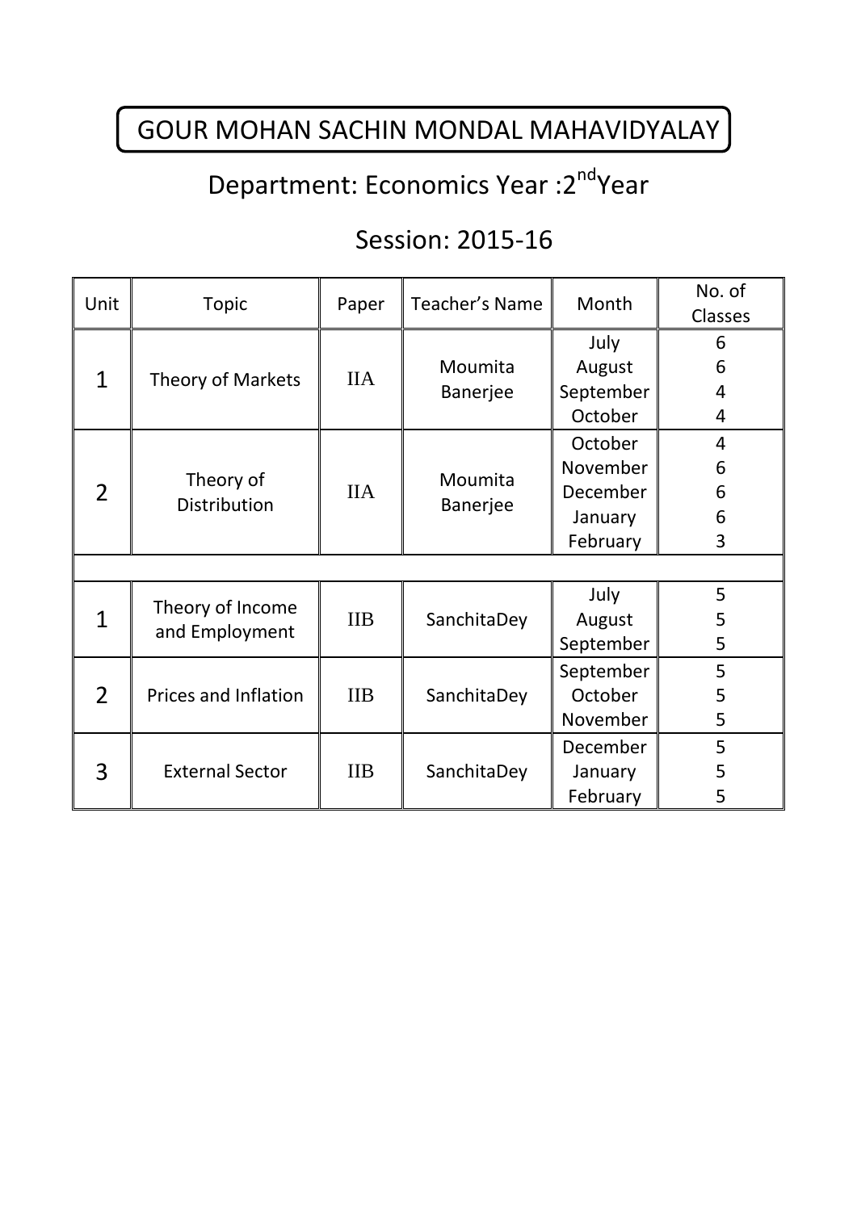# GOUR MOHAN SACHIN MONDAL MAHAVIDYALAY

## Department: Economics Year :2nd Year

## Session: 2015-16

| Unit | Topic | Paper | Teacher's Name | Month | No. of Classes |
|---|---|---|---|---|---|
| 1 | Theory of Markets | IIA | Moumita Banerjee | July<br>August<br>September<br>October | 6<br>6<br>4<br>4 |
| 2 | Theory of Distribution | IIA | Moumita Banerjee | October<br>November<br>December<br>January<br>February | 4<br>6<br>6<br>6<br>3 |
| | | | | | |
| 1 | Theory of Income and Employment | IIB | SanchitaDey | July<br>August<br>September | 5<br>5<br>5 |
| 2 | Prices and Inflation | IIB | SanchitaDey | September<br>October<br>November | 5<br>5<br>5 |
| 3 | External Sector | IIB | SanchitaDey | December<br>January<br>February | 5<br>5<br>5 |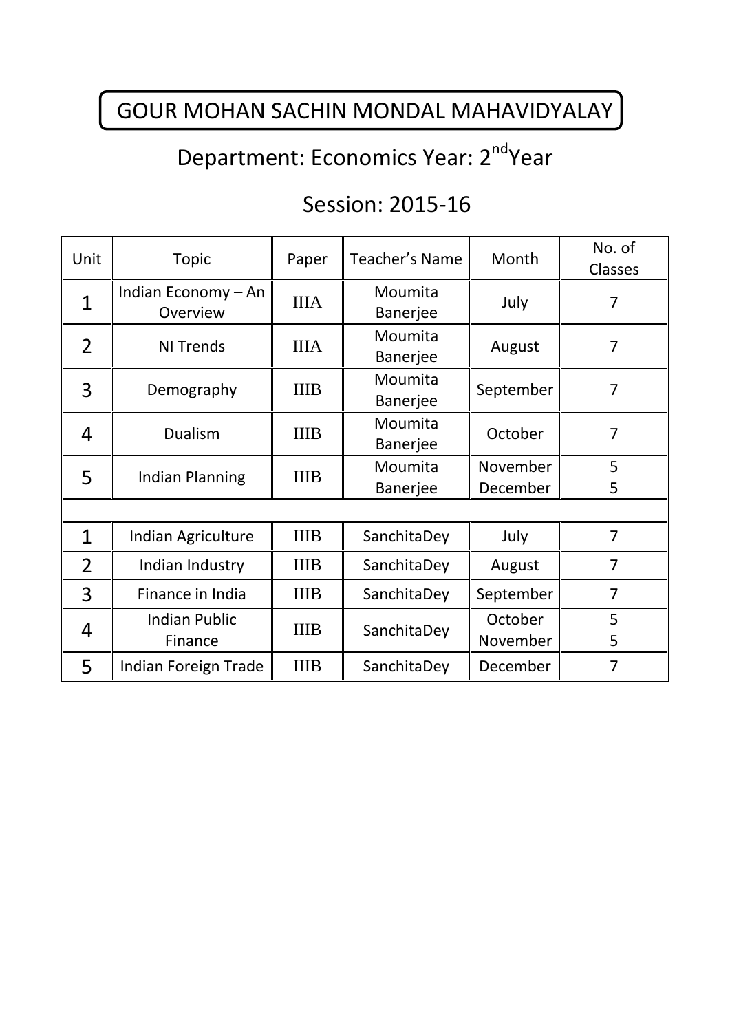# GOUR MOHAN SACHIN MONDAL MAHAVIDYALAY

## Department: Economics Year: 2nd Year

## Session: 2015-16

| Unit | Topic | Paper | Teacher's Name | Month | No. of Classes |
|---|---|---|---|---|---|
| 1 | Indian Economy – An Overview | IIIA | Moumita Banerjee | July | 7 |
| 2 | NI Trends | IIIA | Moumita Banerjee | August | 7 |
| 3 | Demography | IIIB | Moumita Banerjee | September | 7 |
| 4 | Dualism | IIIB | Moumita Banerjee | October | 7 |
| 5 | Indian Planning | IIIB | Moumita Banerjee | November<br>December | 5<br>5 |
| | | | | | |
| 1 | Indian Agriculture | IIIB | SanchitaDey | July | 7 |
| 2 | Indian Industry | IIIB | SanchitaDey | August | 7 |
| 3 | Finance in India | IIIB | SanchitaDey | September | 7 |
| 4 | Indian Public Finance | IIIB | SanchitaDey | October<br>November | 5<br>5 |
| 5 | Indian Foreign Trade | IIIB | SanchitaDey | December | 7 |